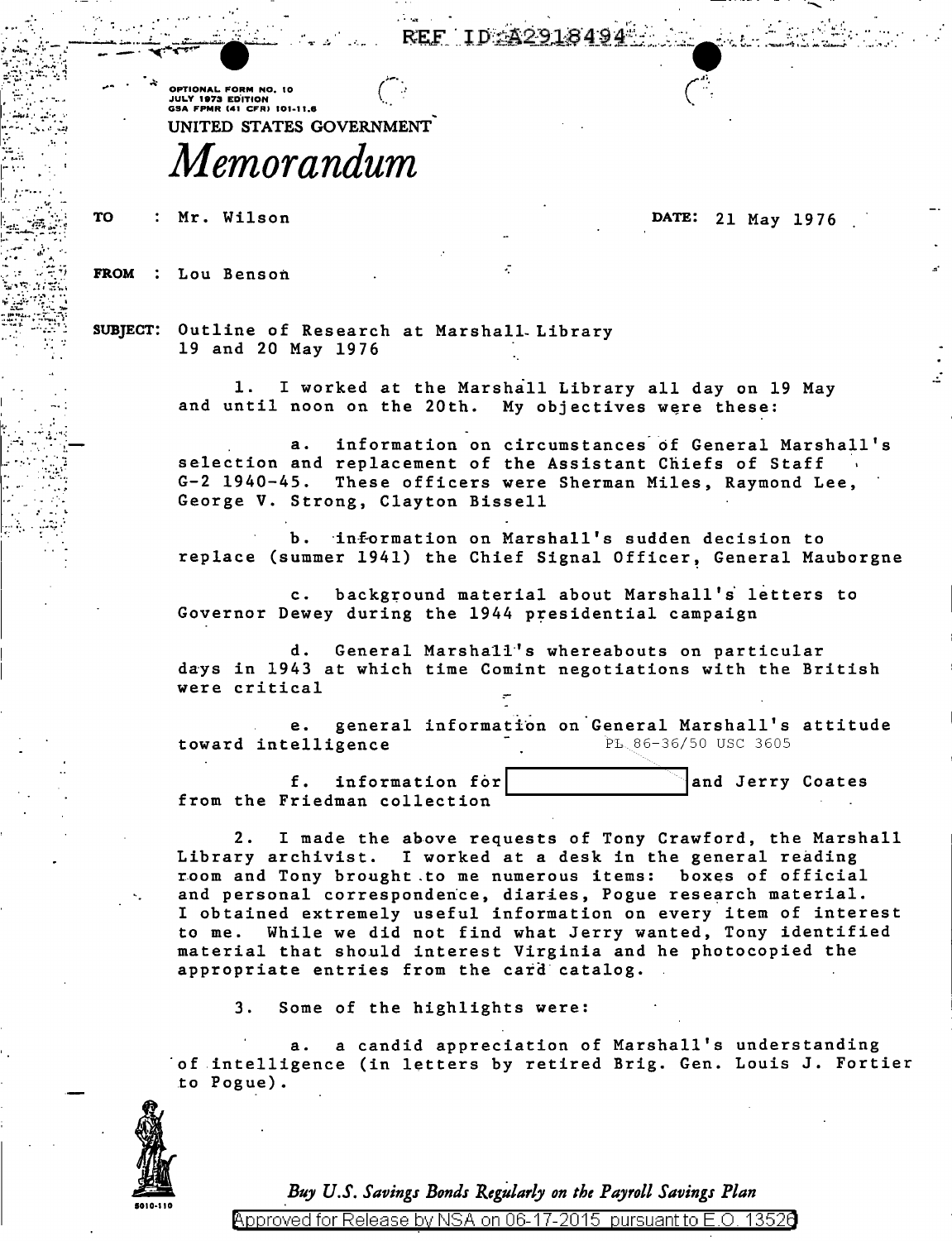REF ID:A2918494

OPTIONAL FORM NO. 10
JULY 1973 EDITION
GSA FPMR (41 CFR) 101-11.6

UNITED STATES GOVERNMENT

# *Memorandum*

TO : Mr. Wilson DATE: 21 May 1976

FROM : Lou Benson

SUBJECT: Outline of Research at Marshall Library
19 and 20 May 1976

1. I worked at the Marshall Library all day on 19 May and until noon on the 20th. My objectives were these:

a. information on circumstances of General Marshall's selection and replacement of the Assistant Chiefs of Staff G-2 1940-45. These officers were Sherman Miles, Raymond Lee, George V. Strong, Clayton Bissell

b. information on Marshall's sudden decision to replace (summer 1941) the Chief Signal Officer, General Mauborgne

c. background material about Marshall's letters to Governor Dewey during the 1944 presidential campaign

d. General Marshall's whereabouts on particular days in 1943 at which time Comint negotiations with the British were critical

e. general information on General Marshall's attitude toward intelligence PL 86-36/50 USC 3605

f. information for [redacted] and Jerry Coates from the Friedman collection

2. I made the above requests of Tony Crawford, the Marshall Library archivist. I worked at a desk in the general reading room and Tony brought to me numerous items: boxes of official and personal correspondence, diaries, Pogue research material. I obtained extremely useful information on every item of interest to me. While we did not find what Jerry wanted, Tony identified material that should interest Virginia and he photocopied the appropriate entries from the card catalog.

3. Some of the highlights were:

a. a candid appreciation of Marshall's understanding of intelligence (in letters by retired Brig. Gen. Louis J. Fortier to Pogue).

*Buy U.S. Savings Bonds Regularly on the Payroll Savings Plan*

Approved for Release by NSA on 06-17-2015 pursuant to E.O. 13526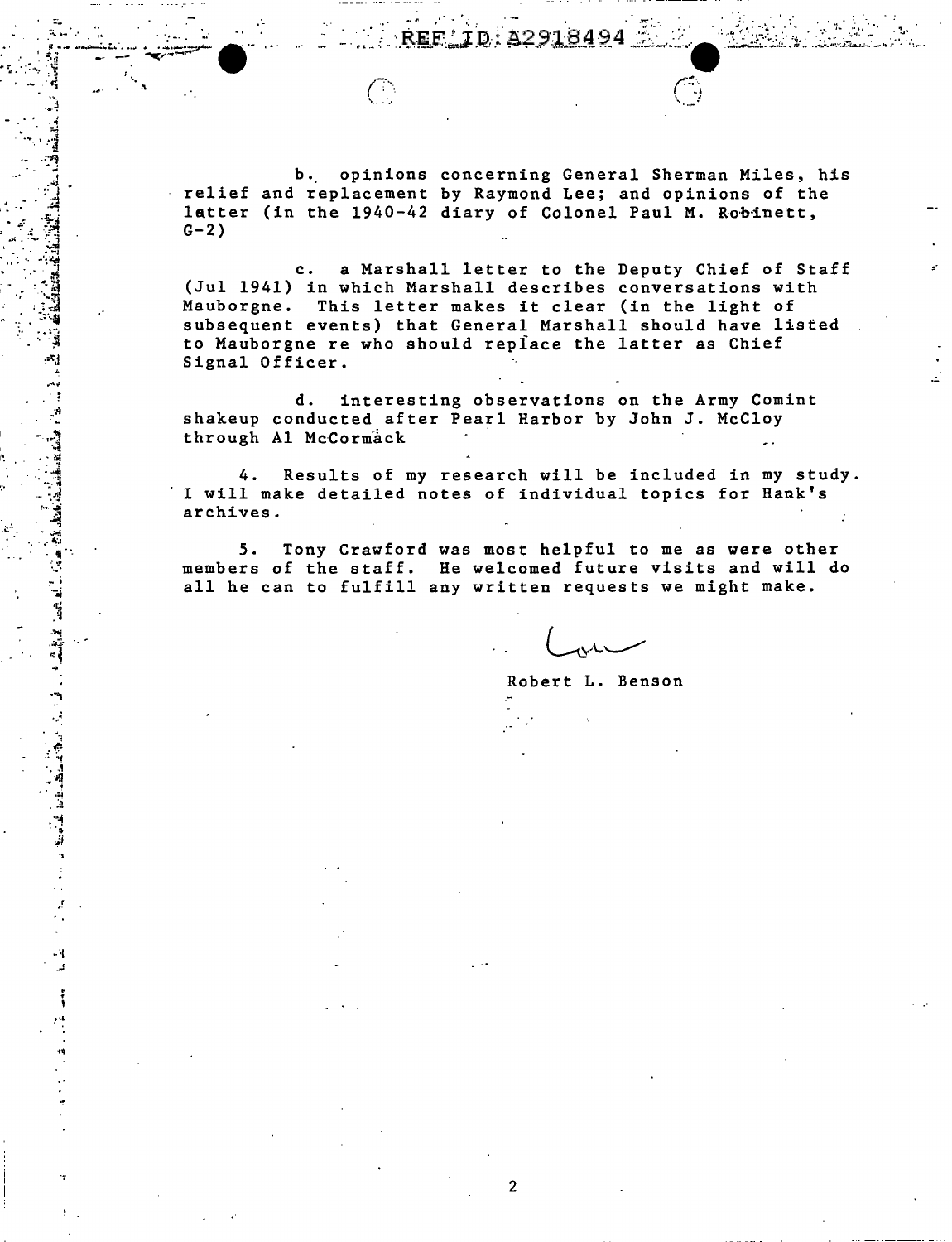REF ID:A2918494

b. opinions concerning General Sherman Miles, his relief and replacement by Raymond Lee; and opinions of the latter (in the 1940-42 diary of Colonel Paul M. Robinett, G-2)

c. a Marshall letter to the Deputy Chief of Staff (Jul 1941) in which Marshall describes conversations with Mauborgne. This letter makes it clear (in the light of subsequent events) that General Marshall should have listed to Mauborgne re who should replace the latter as Chief Signal Officer.

d. interesting observations on the Army Comint shakeup conducted after Pearl Harbor by John J. McCloy through Al McCormack

4. Results of my research will be included in my study. I will make detailed notes of individual topics for Hank's archives.

5. Tony Crawford was most helpful to me as were other members of the staff. He welcomed future visits and will do all he can to fulfill any written requests we might make.

Robert L. Benson